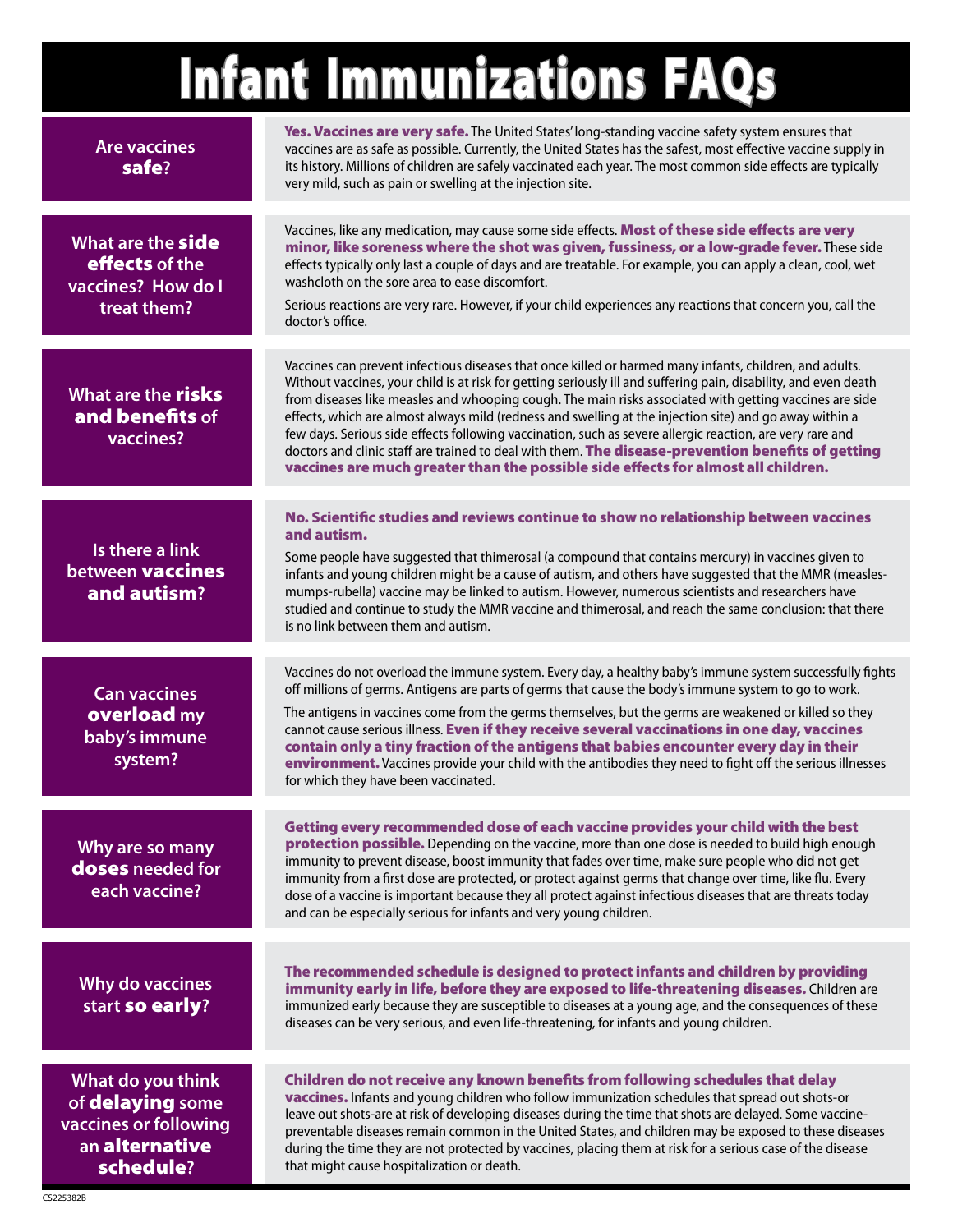# Infant Immunizations FAQs

## Are vaccines **safe**?

**Yes. Vaccines are very safe.** The United States' long-standing vaccine safety system ensures that vaccines are as safe as possible. Currently, the United States has the safest, most effective vaccine supply in its history. Millions of children are safely vaccinated each year. The most common side effects are typically very mild, such as pain or swelling at the injection site.

## What are the **side effects** of the vaccines? How do I treat them?

Vaccines, like any medication, may cause some side effects. **Most of these side effects are very minor, like soreness where the shot was given, fussiness, or a low-grade fever.** These side effects typically only last a couple of days and are treatable. For example, you can apply a clean, cool, wet washcloth on the sore area to ease discomfort.

Serious reactions are very rare. However, if your child experiences any reactions that concern you, call the doctor's office.

## What are the **risks and benefits** of vaccines?

Vaccines can prevent infectious diseases that once killed or harmed many infants, children, and adults. Without vaccines, your child is at risk for getting seriously ill and suffering pain, disability, and even death from diseases like measles and whooping cough. The main risks associated with getting vaccines are side effects, which are almost always mild (redness and swelling at the injection site) and go away within a few days. Serious side effects following vaccination, such as severe allergic reaction, are very rare and doctors and clinic staff are trained to deal with them. **The disease-prevention benefits of getting vaccines are much greater than the possible side effects for almost all children.**

## Is there a link between **vaccines and autism**?

**No. Scientific studies and reviews continue to show no relationship between vaccines and autism.**

Some people have suggested that thimerosal (a compound that contains mercury) in vaccines given to infants and young children might be a cause of autism, and others have suggested that the MMR (measles-mumps-rubella) vaccine may be linked to autism. However, numerous scientists and researchers have studied and continue to study the MMR vaccine and thimerosal, and reach the same conclusion: that there is no link between them and autism.

## Can vaccines **overload** my baby's immune system?

Vaccines do not overload the immune system. Every day, a healthy baby's immune system successfully fights off millions of germs. Antigens are parts of germs that cause the body's immune system to go to work.

The antigens in vaccines come from the germs themselves, but the germs are weakened or killed so they cannot cause serious illness. **Even if they receive several vaccinations in one day, vaccines contain only a tiny fraction of the antigens that babies encounter every day in their environment.** Vaccines provide your child with the antibodies they need to fight off the serious illnesses for which they have been vaccinated.

## Why are so many **doses** needed for each vaccine?

**Getting every recommended dose of each vaccine provides your child with the best protection possible.** Depending on the vaccine, more than one dose is needed to build high enough immunity to prevent disease, boost immunity that fades over time, make sure people who did not get immunity from a first dose are protected, or protect against germs that change over time, like flu. Every dose of a vaccine is important because they all protect against infectious diseases that are threats today and can be especially serious for infants and very young children.

## Why do vaccines start **so early**?

**The recommended schedule is designed to protect infants and children by providing immunity early in life, before they are exposed to life-threatening diseases.** Children are immunized early because they are susceptible to diseases at a young age, and the consequences of these diseases can be very serious, and even life-threatening, for infants and young children.

## What do you think of **delaying** some vaccines or following an **alternative schedule**?

**Children do not receive any known benefits from following schedules that delay vaccines.** Infants and young children who follow immunization schedules that spread out shots-or leave out shots-are at risk of developing diseases during the time that shots are delayed. Some vaccine-preventable diseases remain common in the United States, and children may be exposed to these diseases during the time they are not protected by vaccines, placing them at risk for a serious case of the disease that might cause hospitalization or death.

CS225382B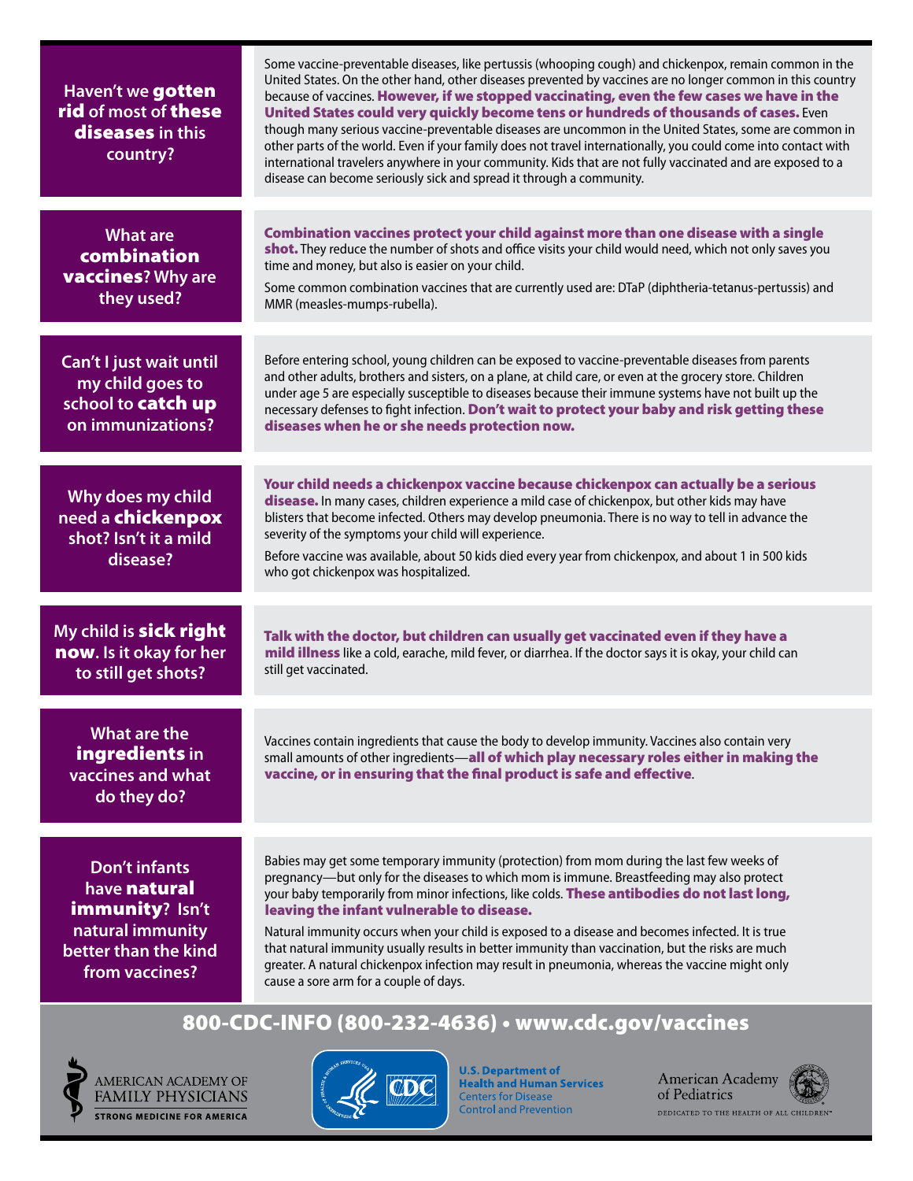## Haven't we gotten rid of most of these diseases in this country?

Some vaccine-preventable diseases, like pertussis (whooping cough) and chickenpox, remain common in the United States. On the other hand, other diseases prevented by vaccines are no longer common in this country because of vaccines. **However, if we stopped vaccinating, even the few cases we have in the United States could very quickly become tens or hundreds of thousands of cases.** Even though many serious vaccine-preventable diseases are uncommon in the United States, some are common in other parts of the world. Even if your family does not travel internationally, you could come into contact with international travelers anywhere in your community. Kids that are not fully vaccinated and are exposed to a disease can become seriously sick and spread it through a community.

## What are combination vaccines? Why are they used?

**Combination vaccines protect your child against more than one disease with a single shot.** They reduce the number of shots and office visits your child would need, which not only saves you time and money, but also is easier on your child.

Some common combination vaccines that are currently used are: DTaP (diphtheria-tetanus-pertussis) and MMR (measles-mumps-rubella).

## Can't I just wait until my child goes to school to catch up on immunizations?

Before entering school, young children can be exposed to vaccine-preventable diseases from parents and other adults, brothers and sisters, on a plane, at child care, or even at the grocery store. Children under age 5 are especially susceptible to diseases because their immune systems have not built up the necessary defenses to fight infection. **Don't wait to protect your baby and risk getting these diseases when he or she needs protection now.**

## Why does my child need a chickenpox shot? Isn't it a mild disease?

**Your child needs a chickenpox vaccine because chickenpox can actually be a serious disease.** In many cases, children experience a mild case of chickenpox, but other kids may have blisters that become infected. Others may develop pneumonia. There is no way to tell in advance the severity of the symptoms your child will experience.

Before vaccine was available, about 50 kids died every year from chickenpox, and about 1 in 500 kids who got chickenpox was hospitalized.

## My child is sick right now. Is it okay for her to still get shots?

**Talk with the doctor, but children can usually get vaccinated even if they have a mild illness** like a cold, earache, mild fever, or diarrhea. If the doctor says it is okay, your child can still get vaccinated.

## What are the ingredients in vaccines and what do they do?

Vaccines contain ingredients that cause the body to develop immunity. Vaccines also contain very small amounts of other ingredients—**all of which play necessary roles either in making the vaccine, or in ensuring that the final product is safe and effective**.

## Don't infants have natural immunity? Isn't natural immunity better than the kind from vaccines?

Babies may get some temporary immunity (protection) from mom during the last few weeks of pregnancy—but only for the diseases to which mom is immune. Breastfeeding may also protect your baby temporarily from minor infections, like colds. **These antibodies do not last long, leaving the infant vulnerable to disease.**

Natural immunity occurs when your child is exposed to a disease and becomes infected. It is true that natural immunity usually results in better immunity than vaccination, but the risks are much greater. A natural chickenpox infection may result in pneumonia, whereas the vaccine might only cause a sore arm for a couple of days.

**800-CDC-INFO (800-232-4636) • www.cdc.gov/vaccines**

American Academy of Family Physicians — Strong Medicine for America

U.S. Department of Health and Human Services — Centers for Disease Control and Prevention

American Academy of Pediatrics — Dedicated to the Health of All Children™